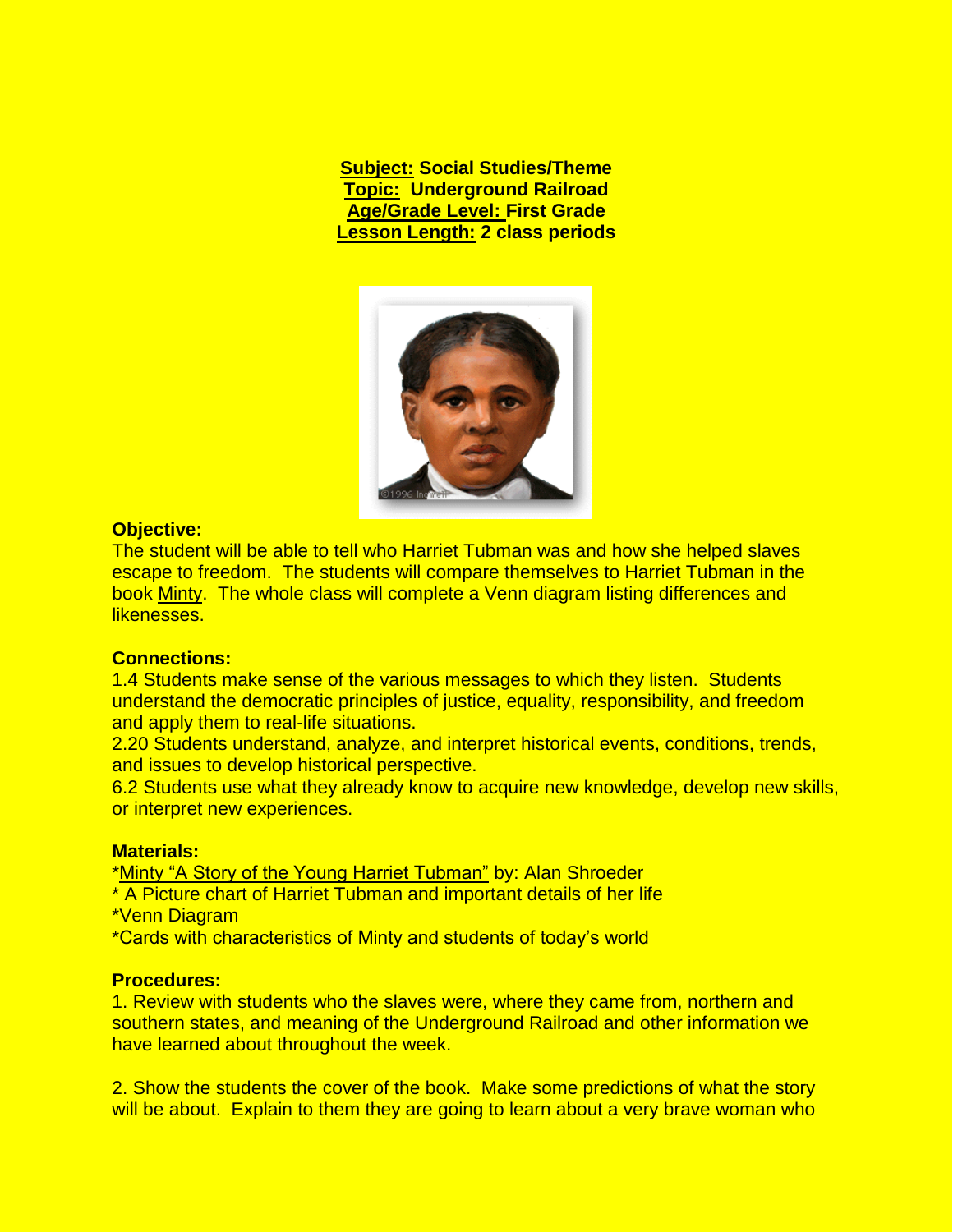**Subject:** Social Studies/Theme
**Topic:** Underground Railroad
**Age/Grade Level:** First Grade
**Lesson Length:** 2 class periods

**Objective:**
The student will be able to tell who Harriet Tubman was and how she helped slaves escape to freedom. The students will compare themselves to Harriet Tubman in the book Minty. The whole class will complete a Venn diagram listing differences and likenesses.

**Connections:**
1.4 Students make sense of the various messages to which they listen. Students understand the democratic principles of justice, equality, responsibility, and freedom and apply them to real-life situations.
2.20 Students understand, analyze, and interpret historical events, conditions, trends, and issues to develop historical perspective.
6.2 Students use what they already know to acquire new knowledge, develop new skills, or interpret new experiences.

**Materials:**
*Minty "A Story of the Young Harriet Tubman" by: Alan Shroeder
* A Picture chart of Harriet Tubman and important details of her life
*Venn Diagram
*Cards with characteristics of Minty and students of today's world

**Procedures:**
1. Review with students who the slaves were, where they came from, northern and southern states, and meaning of the Underground Railroad and other information we have learned about throughout the week.

2. Show the students the cover of the book. Make some predictions of what the story will be about. Explain to them they are going to learn about a very brave woman who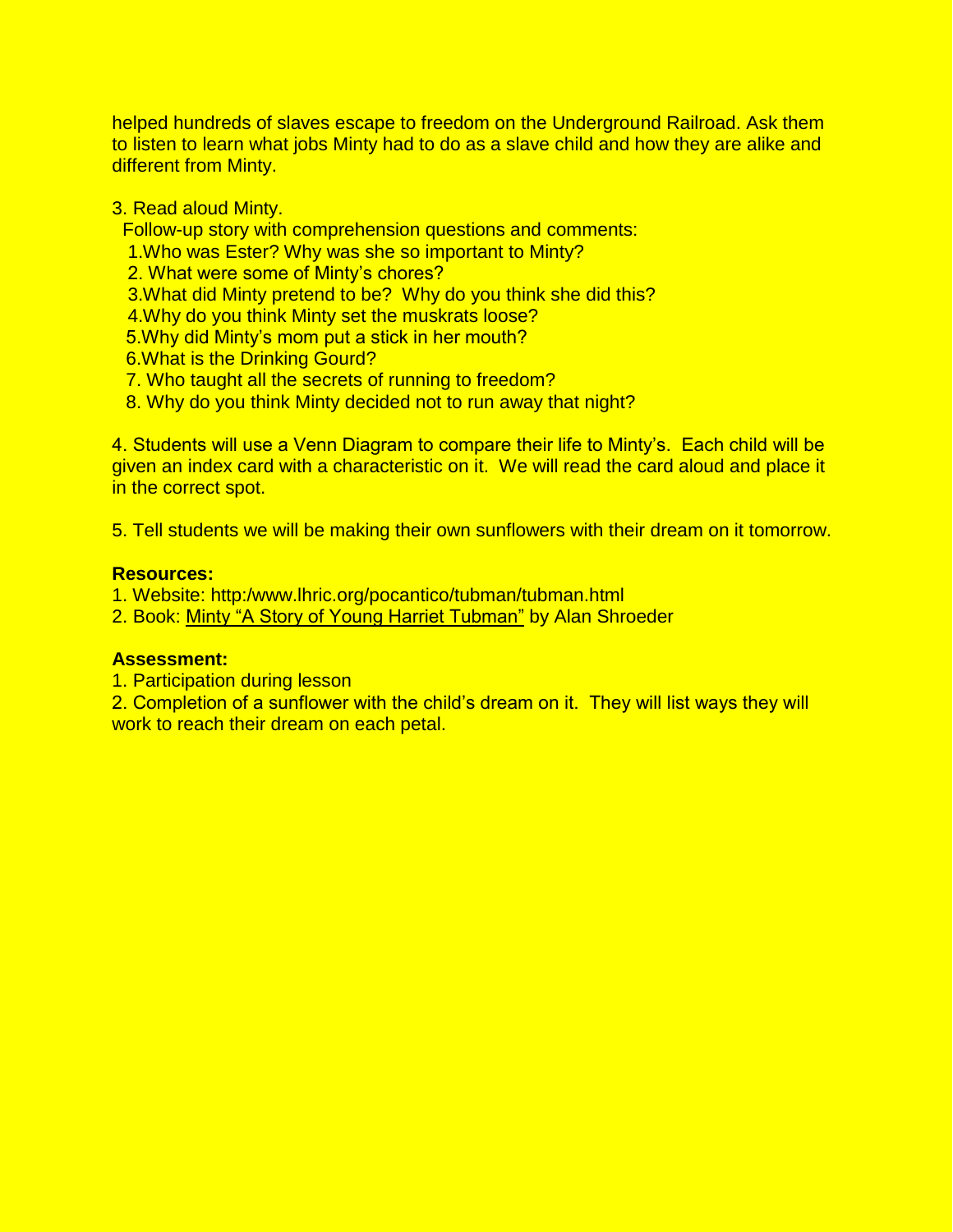helped hundreds of slaves escape to freedom on the Underground Railroad. Ask them to listen to learn what jobs Minty had to do as a slave child and how they are alike and different from Minty.

3. Read aloud Minty.
   Follow-up story with comprehension questions and comments:
   1. Who was Ester? Why was she so important to Minty?
   2. What were some of Minty's chores?
   3. What did Minty pretend to be? Why do you think she did this?
   4. Why do you think Minty set the muskrats loose?
   5. Why did Minty's mom put a stick in her mouth?
   6. What is the Drinking Gourd?
   7. Who taught all the secrets of running to freedom?
   8. Why do you think Minty decided not to run away that night?

4. Students will use a Venn Diagram to compare their life to Minty's. Each child will be given an index card with a characteristic on it. We will read the card aloud and place it in the correct spot.

5. Tell students we will be making their own sunflowers with their dream on it tomorrow.

**Resources:**

1. Website: http:/www.lhric.org/pocantico/tubman/tubman.html
2. Book: Minty "A Story of Young Harriet Tubman" by Alan Shroeder

**Assessment:**

1. Participation during lesson
2. Completion of a sunflower with the child's dream on it. They will list ways they will work to reach their dream on each petal.